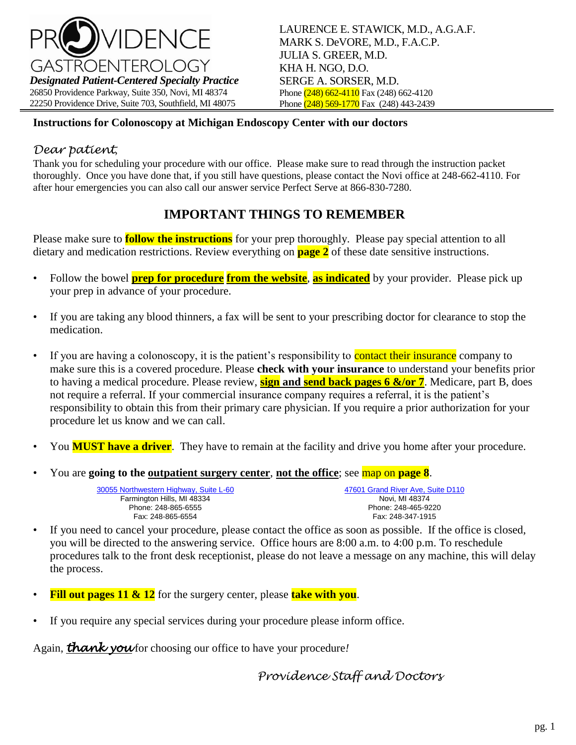PROVIDENCE GASTROENTEROLOGY

***Designated Patient-Centered Specialty Practice***

26850 Providence Parkway, Suite 350, Novi, MI 48374
22250 Providence Drive, Suite 703, Southfield, MI 48075

LAURENCE E. STAWICK, M.D., A.G.A.F.
MARK S. DeVORE, M.D., F.A.C.P.
JULIA S. GREER, M.D.
KHA H. NGO, D.O.
SERGE A. SORSER, M.D.
Phone (248) 662-4110 Fax (248) 662-4120
Phone (248) 569-1770 Fax (248) 443-2439

**Instructions for Colonoscopy at Michigan Endoscopy Center with our doctors**

*Dear patient,*

Thank you for scheduling your procedure with our office. Please make sure to read through the instruction packet thoroughly. Once you have done that, if you still have questions, please contact the Novi office at 248-662-4110. For after hour emergencies you can also call our answer service Perfect Serve at 866-830-7280.

## IMPORTANT THINGS TO REMEMBER

Please make sure to **follow the instructions** for your prep thoroughly. Please pay special attention to all dietary and medication restrictions. Review everything on **page 2** of these date sensitive instructions.

- Follow the bowel **prep for procedure from the website**, **as indicated** by your provider. Please pick up your prep in advance of your procedure.
- If you are taking any blood thinners, a fax will be sent to your prescribing doctor for clearance to stop the medication.
- If you are having a colonoscopy, it is the patient's responsibility to contact their insurance company to make sure this is a covered procedure. Please **check with your insurance** to understand your benefits prior to having a medical procedure. Please review, **sign and send back pages 6 &/or 7**. Medicare, part B, does not require a referral. If your commercial insurance company requires a referral, it is the patient's responsibility to obtain this from their primary care physician. If you require a prior authorization for your procedure let us know and we can call.
- You **MUST have a driver**. They have to remain at the facility and drive you home after your procedure.
- You are **going to the outpatient surgery center**, **not the office**; see map on **page 8**.

| 30055 Northwestern Highway, Suite L-60 | 47601 Grand River Ave, Suite D110 |
|---|---|
| Farmington Hills, MI 48334 | Novi, MI 48374 |
| Phone: 248-865-6555 | Phone: 248-465-9220 |
| Fax: 248-865-6554 | Fax: 248-347-1915 |

- If you need to cancel your procedure, please contact the office as soon as possible. If the office is closed, you will be directed to the answering service. Office hours are 8:00 a.m. to 4:00 p.m. To reschedule procedures talk to the front desk receptionist, please do not leave a message on any machine, this will delay the process.
- **Fill out pages 11 & 12** for the surgery center, please **take with you**.
- If you require any special services during your procedure please inform office.

Again, ***thank you*** for choosing our office to have your procedure*!*

*Providence Staff and Doctors*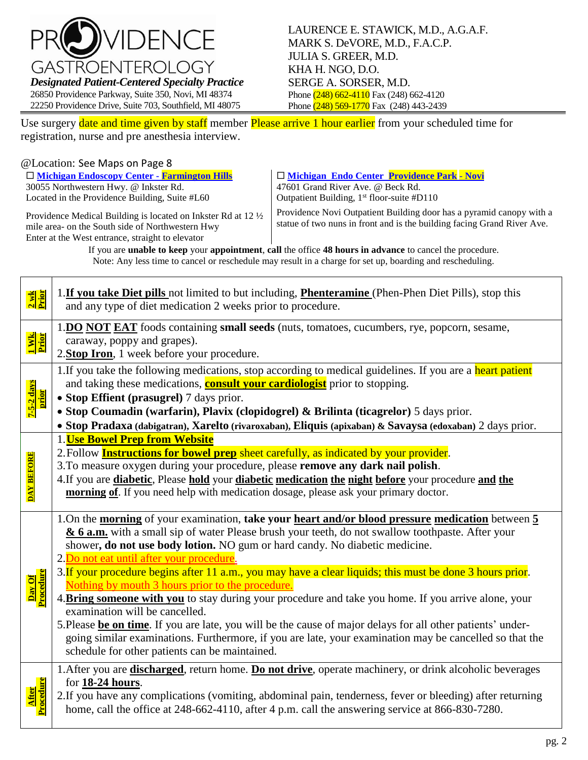# PROVIDENCE GASTROENTEROLOGY

***Designated Patient-Centered Specialty Practice***

26850 Providence Parkway, Suite 350, Novi, MI 48374
22250 Providence Drive, Suite 703, Southfield, MI 48075

LAURENCE E. STAWICK, M.D., A.G.A.F.
MARK S. DeVORE, M.D., F.A.C.P.
JULIA S. GREER, M.D.
KHA H. NGO, D.O.
SERGE A. SORSER, M.D.
Phone (248) 662-4110 Fax (248) 662-4120
Phone (248) 569-1770 Fax (248) 443-2439

Use surgery date and time given by staff member Please arrive 1 hour earlier from your scheduled time for registration, nurse and pre anesthesia interview.

@Location: See Maps on Page 8

☐ **Michigan Endoscopy Center - Farmington Hills**
30055 Northwestern Hwy. @ Inkster Rd.
Located in the Providence Building, Suite #L60

Providence Medical Building is located on Inkster Rd at 12 ½ mile area- on the South side of Northwestern Hwy
Enter at the West entrance, straight to elevator

☐ **Michigan Endo Center Providence Park - Novi**
47601 Grand River Ave. @ Beck Rd.
Outpatient Building, 1st floor-suite #D110

Providence Novi Outpatient Building door has a pyramid canopy with a statue of two nuns in front and is the building facing Grand River Ave.

If you are **unable to keep** your **appointment**, **call** the office **48 hours in advance** to cancel the procedure.
Note: Any less time to cancel or reschedule may result in a charge for set up, boarding and rescheduling.

| | |
|---|---|
| **2 wk Prior** | 1. **If you take Diet pills** not limited to but including, **Phenteramine** (Phen-Phen Diet Pills), stop this and any type of diet medication 2 weeks prior to procedure. |
| **1 Wk. Prior** | 1. **DO NOT EAT** foods containing **small seeds** (nuts, tomatoes, cucumbers, rye, popcorn, sesame, caraway, poppy and grapes).<br>2. **Stop Iron**, 1 week before your procedure. |
| **7-5-2 days prior** | 1. If you take the following medications, stop according to medical guidelines. If you are a heart patient and taking these medications, **consult your cardiologist** prior to stopping.<br>• **Stop Effient (prasugrel)** 7 days prior.<br>• **Stop Coumadin (warfarin), Plavix (clopidogrel) & Brilinta (ticagrelor)** 5 days prior.<br>• **Stop Pradaxa (dabigatran), Xarelto (rivaroxaban), Eliquis (apixaban) & Savaysa (edoxaban)** 2 days prior. |
| **DAY BEFORE** | 1. **Use Bowel Prep from Website**<br>2. Follow **Instructions for bowel prep** sheet carefully, as indicated by your provider.<br>3. To measure oxygen during your procedure, please **remove any dark nail polish**.<br>4. If you are **diabetic**, Please **hold** your **diabetic medication the night before** your procedure **and the morning of**. If you need help with medication dosage, please ask your primary doctor. |
| **Day Of Procedure** | 1. On the **morning** of your examination, **take your heart and/or blood pressure medication** between **5 & 6 a.m.** with a small sip of water Please brush your teeth, do not swallow toothpaste. After your shower**, do not use body lotion.** NO gum or hard candy. No diabetic medicine.<br>2. Do not eat until after your procedure.<br>3. If your procedure begins after 11 a.m., you may have a clear liquids; this must be done 3 hours prior. Nothing by mouth 3 hours prior to the procedure.<br>4. **Bring someone with you** to stay during your procedure and take you home. If you arrive alone, your examination will be cancelled.<br>5. Please **be on time**. If you are late, you will be the cause of major delays for all other patients' under-going similar examinations. Furthermore, if you are late, your examination may be cancelled so that the schedule for other patients can be maintained. |
| **After Procedure** | 1. After you are **discharged**, return home. **Do not drive**, operate machinery, or drink alcoholic beverages for **18-24 hours**.<br>2. If you have any complications (vomiting, abdominal pain, tenderness, fever or bleeding) after returning home, call the office at 248-662-4110, after 4 p.m. call the answering service at 866-830-7280. |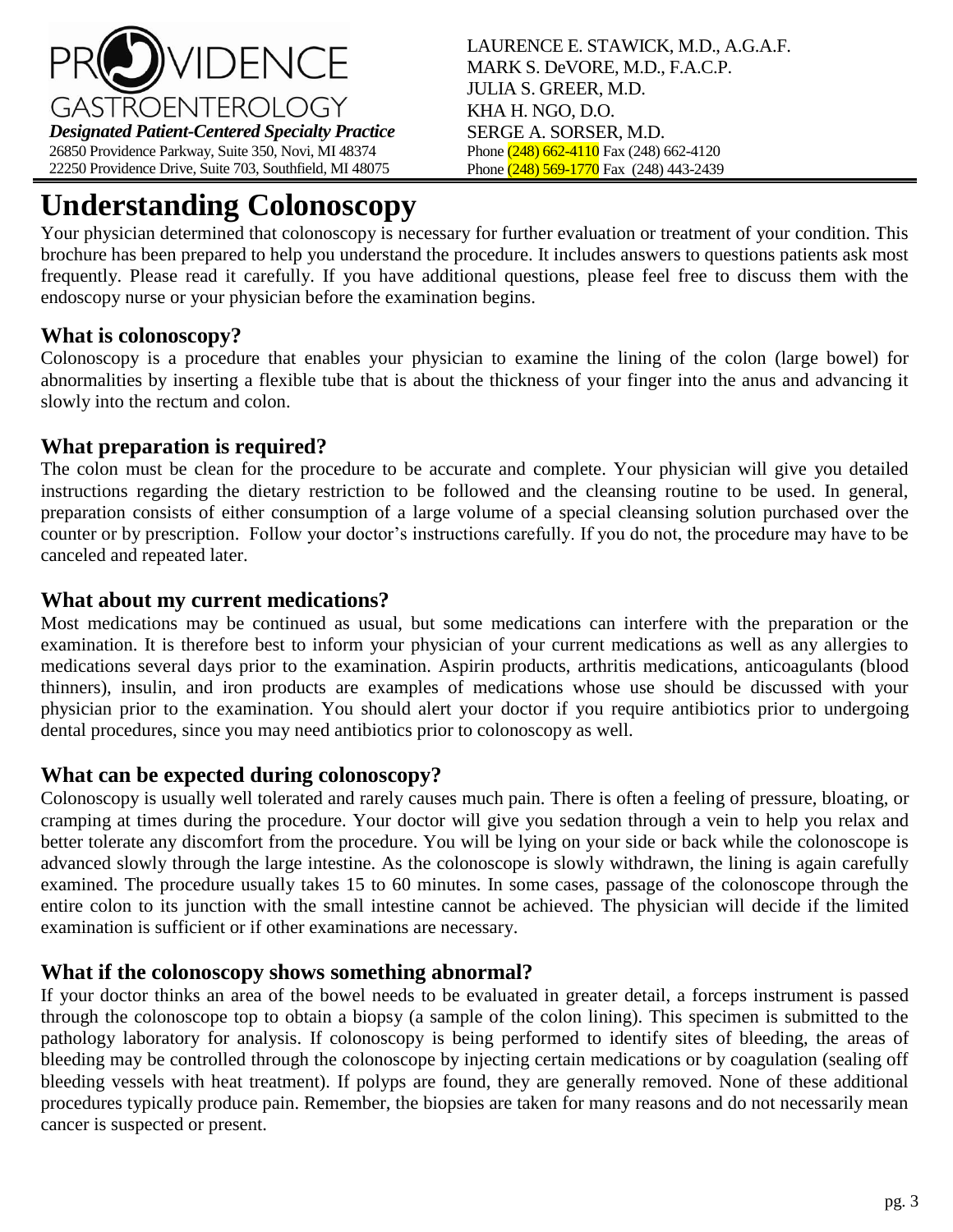PROVIDENCE GASTROENTEROLOGY

***Designated Patient-Centered Specialty Practice***

26850 Providence Parkway, Suite 350, Novi, MI 48374
22250 Providence Drive, Suite 703, Southfield, MI 48075

LAURENCE E. STAWICK, M.D., A.G.A.F.
MARK S. DeVORE, M.D., F.A.C.P.
JULIA S. GREER, M.D.
KHA H. NGO, D.O.
SERGE A. SORSER, M.D.
Phone (248) 662-4110 Fax (248) 662-4120
Phone (248) 569-1770 Fax (248) 443-2439

# Understanding Colonoscopy

Your physician determined that colonoscopy is necessary for further evaluation or treatment of your condition. This brochure has been prepared to help you understand the procedure. It includes answers to questions patients ask most frequently. Please read it carefully. If you have additional questions, please feel free to discuss them with the endoscopy nurse or your physician before the examination begins.

## What is colonoscopy?

Colonoscopy is a procedure that enables your physician to examine the lining of the colon (large bowel) for abnormalities by inserting a flexible tube that is about the thickness of your finger into the anus and advancing it slowly into the rectum and colon.

## What preparation is required?

The colon must be clean for the procedure to be accurate and complete. Your physician will give you detailed instructions regarding the dietary restriction to be followed and the cleansing routine to be used. In general, preparation consists of either consumption of a large volume of a special cleansing solution purchased over the counter or by prescription. Follow your doctor's instructions carefully. If you do not, the procedure may have to be canceled and repeated later.

## What about my current medications?

Most medications may be continued as usual, but some medications can interfere with the preparation or the examination. It is therefore best to inform your physician of your current medications as well as any allergies to medications several days prior to the examination. Aspirin products, arthritis medications, anticoagulants (blood thinners), insulin, and iron products are examples of medications whose use should be discussed with your physician prior to the examination. You should alert your doctor if you require antibiotics prior to undergoing dental procedures, since you may need antibiotics prior to colonoscopy as well.

## What can be expected during colonoscopy?

Colonoscopy is usually well tolerated and rarely causes much pain. There is often a feeling of pressure, bloating, or cramping at times during the procedure. Your doctor will give you sedation through a vein to help you relax and better tolerate any discomfort from the procedure. You will be lying on your side or back while the colonoscope is advanced slowly through the large intestine. As the colonoscope is slowly withdrawn, the lining is again carefully examined. The procedure usually takes 15 to 60 minutes. In some cases, passage of the colonoscope through the entire colon to its junction with the small intestine cannot be achieved. The physician will decide if the limited examination is sufficient or if other examinations are necessary.

## What if the colonoscopy shows something abnormal?

If your doctor thinks an area of the bowel needs to be evaluated in greater detail, a forceps instrument is passed through the colonoscope top to obtain a biopsy (a sample of the colon lining). This specimen is submitted to the pathology laboratory for analysis. If colonoscopy is being performed to identify sites of bleeding, the areas of bleeding may be controlled through the colonoscope by injecting certain medications or by coagulation (sealing off bleeding vessels with heat treatment). If polyps are found, they are generally removed. None of these additional procedures typically produce pain. Remember, the biopsies are taken for many reasons and do not necessarily mean cancer is suspected or present.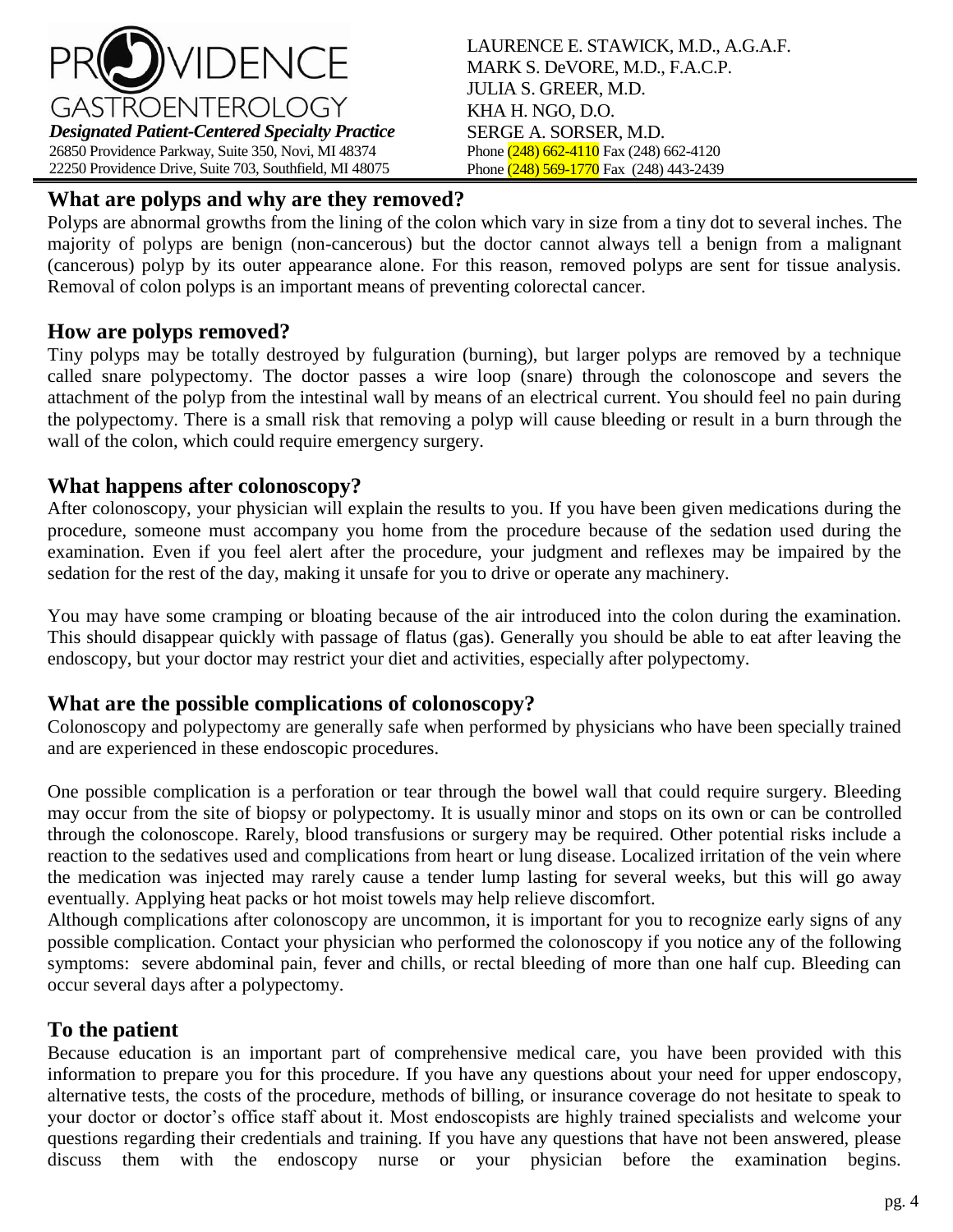# PROVIDENCE GASTROENTEROLOGY

***Designated Patient-Centered Specialty Practice***

26850 Providence Parkway, Suite 350, Novi, MI 48374
22250 Providence Drive, Suite 703, Southfield, MI 48075

LAURENCE E. STAWICK, M.D., A.G.A.F.
MARK S. DeVORE, M.D., F.A.C.P.
JULIA S. GREER, M.D.
KHA H. NGO, D.O.
SERGE A. SORSER, M.D.
Phone (248) 662-4110 Fax (248) 662-4120
Phone (248) 569-1770 Fax (248) 443-2439

## What are polyps and why are they removed?

Polyps are abnormal growths from the lining of the colon which vary in size from a tiny dot to several inches. The majority of polyps are benign (non-cancerous) but the doctor cannot always tell a benign from a malignant (cancerous) polyp by its outer appearance alone. For this reason, removed polyps are sent for tissue analysis. Removal of colon polyps is an important means of preventing colorectal cancer.

## How are polyps removed?

Tiny polyps may be totally destroyed by fulguration (burning), but larger polyps are removed by a technique called snare polypectomy. The doctor passes a wire loop (snare) through the colonoscope and severs the attachment of the polyp from the intestinal wall by means of an electrical current. You should feel no pain during the polypectomy. There is a small risk that removing a polyp will cause bleeding or result in a burn through the wall of the colon, which could require emergency surgery.

## What happens after colonoscopy?

After colonoscopy, your physician will explain the results to you. If you have been given medications during the procedure, someone must accompany you home from the procedure because of the sedation used during the examination. Even if you feel alert after the procedure, your judgment and reflexes may be impaired by the sedation for the rest of the day, making it unsafe for you to drive or operate any machinery.

You may have some cramping or bloating because of the air introduced into the colon during the examination. This should disappear quickly with passage of flatus (gas). Generally you should be able to eat after leaving the endoscopy, but your doctor may restrict your diet and activities, especially after polypectomy.

## What are the possible complications of colonoscopy?

Colonoscopy and polypectomy are generally safe when performed by physicians who have been specially trained and are experienced in these endoscopic procedures.

One possible complication is a perforation or tear through the bowel wall that could require surgery. Bleeding may occur from the site of biopsy or polypectomy. It is usually minor and stops on its own or can be controlled through the colonoscope. Rarely, blood transfusions or surgery may be required. Other potential risks include a reaction to the sedatives used and complications from heart or lung disease. Localized irritation of the vein where the medication was injected may rarely cause a tender lump lasting for several weeks, but this will go away eventually. Applying heat packs or hot moist towels may help relieve discomfort.

Although complications after colonoscopy are uncommon, it is important for you to recognize early signs of any possible complication. Contact your physician who performed the colonoscopy if you notice any of the following symptoms: severe abdominal pain, fever and chills, or rectal bleeding of more than one half cup. Bleeding can occur several days after a polypectomy.

## To the patient

Because education is an important part of comprehensive medical care, you have been provided with this information to prepare you for this procedure. If you have any questions about your need for upper endoscopy, alternative tests, the costs of the procedure, methods of billing, or insurance coverage do not hesitate to speak to your doctor or doctor's office staff about it. Most endoscopists are highly trained specialists and welcome your questions regarding their credentials and training. If you have any questions that have not been answered, please discuss them with the endoscopy nurse or your physician before the examination begins.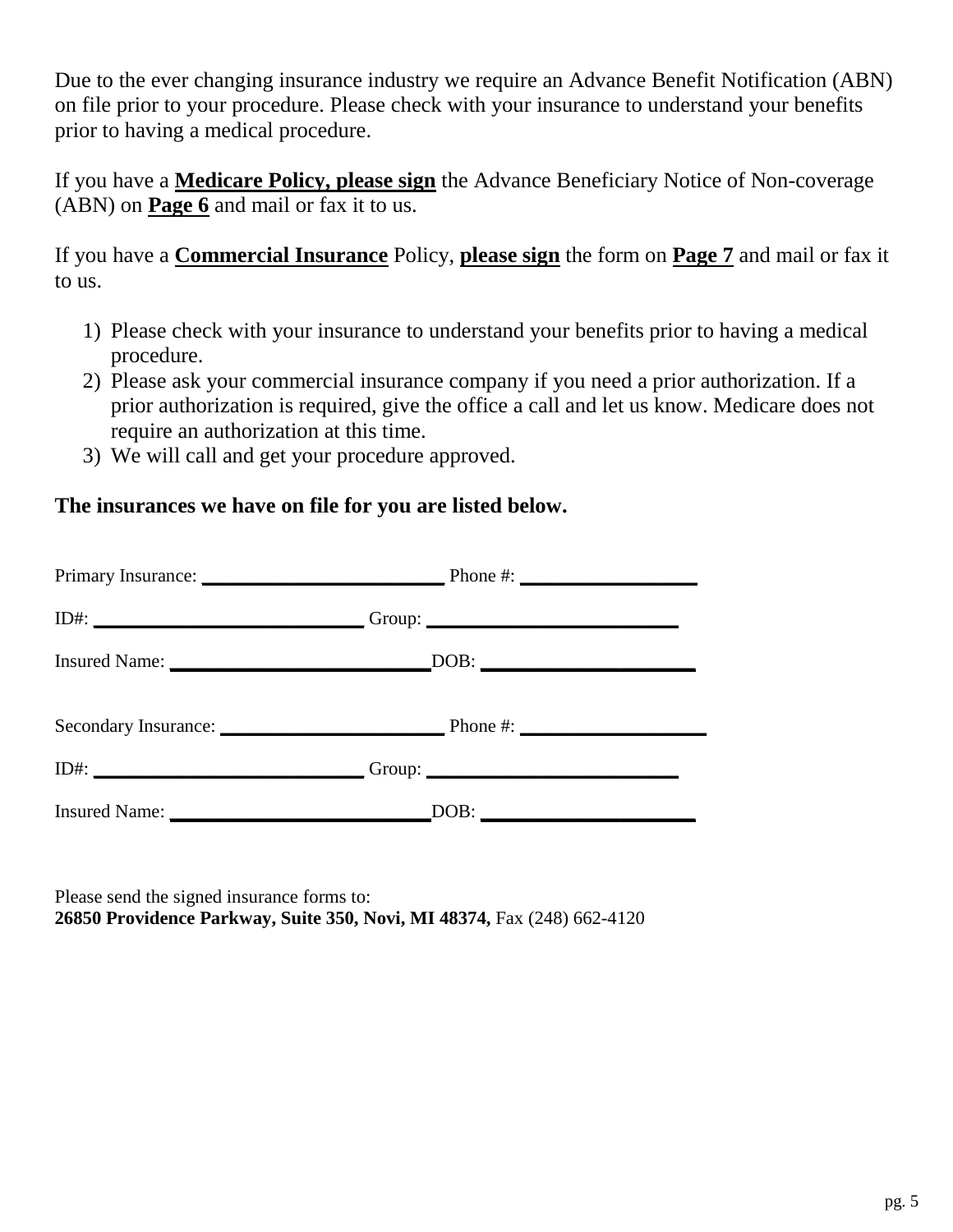Due to the ever changing insurance industry we require an Advance Benefit Notification (ABN) on file prior to your procedure. Please check with your insurance to understand your benefits prior to having a medical procedure.

If you have a **Medicare Policy, please sign** the Advance Beneficiary Notice of Non-coverage (ABN) on **Page 6** and mail or fax it to us.

If you have a **Commercial Insurance** Policy, **please sign** the form on **Page 7** and mail or fax it to us.

1) Please check with your insurance to understand your benefits prior to having a medical procedure.
2) Please ask your commercial insurance company if you need a prior authorization. If a prior authorization is required, give the office a call and let us know. Medicare does not require an authorization at this time.
3) We will call and get your procedure approved.

**The insurances we have on file for you are listed below.**

Primary Insurance: ______________________ Phone #: ________________

ID#: ________________________ Group: ______________________

Insured Name: ________________________ DOB: ____________________

Secondary Insurance: ____________________ Phone #: _________________

ID#: ________________________ Group: ______________________

Insured Name: ________________________ DOB: ____________________

Please send the signed insurance forms to:
**26850 Providence Parkway, Suite 350, Novi, MI 48374,** Fax (248) 662-4120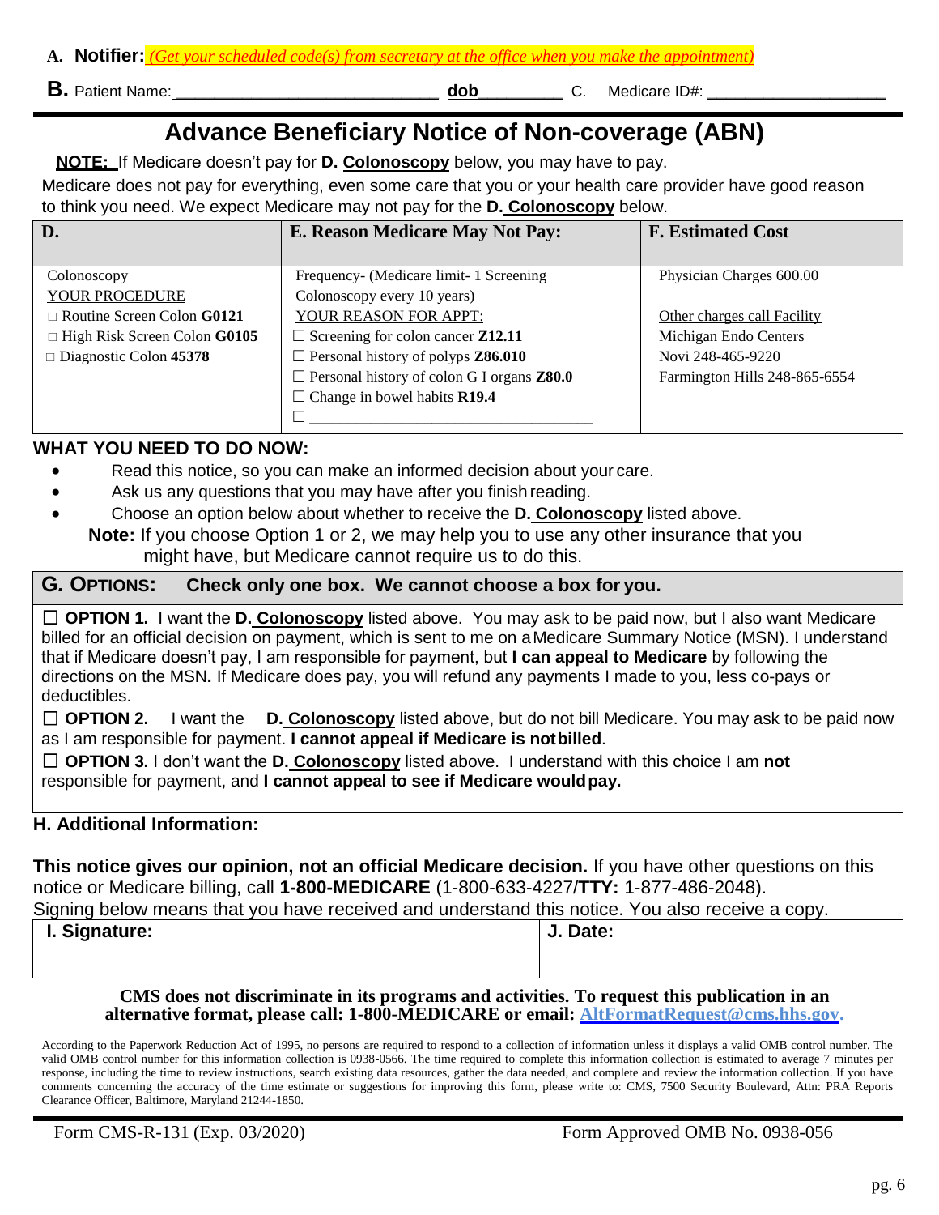**A. Notifier:** *(Get your scheduled code(s) from secretary at the office when you make the appointment)*

**B.** Patient Name:_____________________________ **dob**_________ C. Medicare ID#: ___________________

# Advance Beneficiary Notice of Non-coverage (ABN)

**NOTE:** If Medicare doesn't pay for **D. Colonoscopy** below, you may have to pay.

Medicare does not pay for everything, even some care that you or your health care provider have good reason to think you need. We expect Medicare may not pay for the **D. Colonoscopy** below.

| D. | E. Reason Medicare May Not Pay: | F. Estimated Cost |
|---|---|---|
| Colonoscopy<br>YOUR PROCEDURE<br>□ Routine Screen Colon **G0121**<br>□ High Risk Screen Colon **G0105**<br>□ Diagnostic Colon **45378** | Frequency- (Medicare limit- 1 Screening Colonoscopy every 10 years)<br>YOUR REASON FOR APPT:<br>☐ Screening for colon cancer **Z12.11**<br>☐ Personal history of polyps **Z86.010**<br>☐ Personal history of colon G I organs **Z80.0**<br>☐ Change in bowel habits **R19.4**<br>☐ ___________________________________ | Physician Charges 600.00<br><br>Other charges call Facility<br>Michigan Endo Centers<br>Novi 248-465-9220<br>Farmington Hills 248-865-6554 |

## WHAT YOU NEED TO DO NOW:

- Read this notice, so you can make an informed decision about your care.
- Ask us any questions that you may have after you finish reading.
- Choose an option below about whether to receive the **D. Colonoscopy** listed above.

**Note:** If you choose Option 1 or 2, we may help you to use any other insurance that you might have, but Medicare cannot require us to do this.

## G. OPTIONS: Check only one box. We cannot choose a box for you.

☐ **OPTION 1.** I want the **D. Colonoscopy** listed above. You may ask to be paid now, but I also want Medicare billed for an official decision on payment, which is sent to me on a Medicare Summary Notice (MSN). I understand that if Medicare doesn't pay, I am responsible for payment, but **I can appeal to Medicare** by following the directions on the MSN**.** If Medicare does pay, you will refund any payments I made to you, less co-pays or deductibles.

☐ **OPTION 2.** I want the **D. Colonoscopy** listed above, but do not bill Medicare. You may ask to be paid now as I am responsible for payment. **I cannot appeal if Medicare is not billed**.

☐ **OPTION 3.** I don't want the **D. Colonoscopy** listed above. I understand with this choice I am **not** responsible for payment, and **I cannot appeal to see if Medicare would pay.**

## H. Additional Information:

**This notice gives our opinion, not an official Medicare decision.** If you have other questions on this notice or Medicare billing, call **1-800-MEDICARE** (1-800-633-4227/**TTY:** 1-877-486-2048).

Signing below means that you have received and understand this notice. You also receive a copy.

| I. Signature: | J. Date: |
|---|---|
| | |

**CMS does not discriminate in its programs and activities. To request this publication in an alternative format, please call: 1-800-MEDICARE or email: AltFormatRequest@cms.hhs.gov.**

According to the Paperwork Reduction Act of 1995, no persons are required to respond to a collection of information unless it displays a valid OMB control number. The valid OMB control number for this information collection is 0938-0566. The time required to complete this information collection is estimated to average 7 minutes per response, including the time to review instructions, search existing data resources, gather the data needed, and complete and review the information collection. If you have comments concerning the accuracy of the time estimate or suggestions for improving this form, please write to: CMS, 7500 Security Boulevard, Attn: PRA Reports Clearance Officer, Baltimore, Maryland 21244-1850.

Form CMS-R-131 (Exp. 03/2020) Form Approved OMB No. 0938-056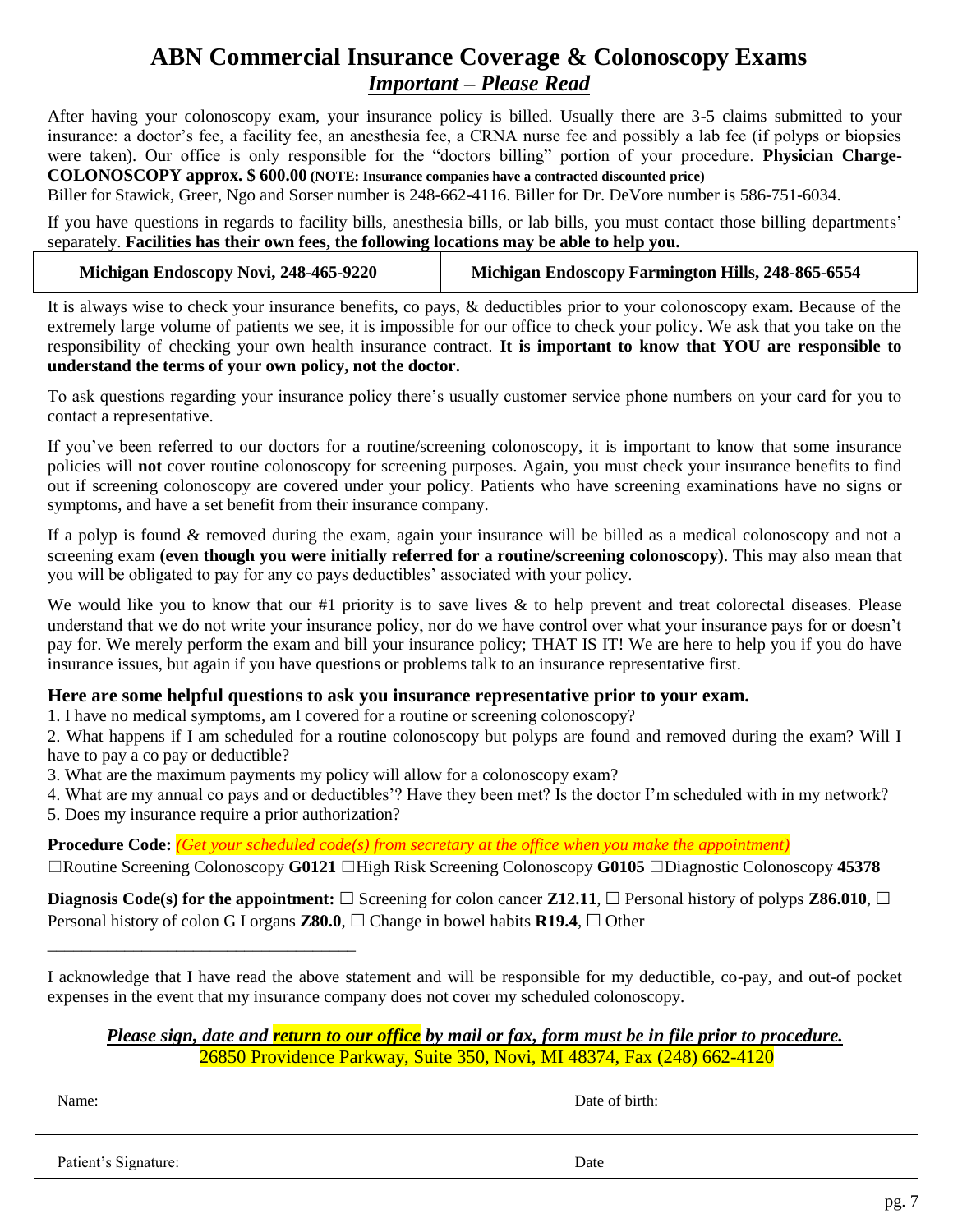# ABN Commercial Insurance Coverage & Colonoscopy Exams

***Important – Please Read***

After having your colonoscopy exam, your insurance policy is billed. Usually there are 3-5 claims submitted to your insurance: a doctor's fee, a facility fee, an anesthesia fee, a CRNA nurse fee and possibly a lab fee (if polyps or biopsies were taken). Our office is only responsible for the "doctors billing" portion of your procedure. **Physician Charge- COLONOSCOPY approx. $ 600.00 (NOTE: Insurance companies have a contracted discounted price)**
Biller for Stawick, Greer, Ngo and Sorser number is 248-662-4116. Biller for Dr. DeVore number is 586-751-6034.

If you have questions in regards to facility bills, anesthesia bills, or lab bills, you must contact those billing departments' separately. **Facilities has their own fees, the following locations may be able to help you.**

| Michigan Endoscopy Novi, 248-465-9220 | Michigan Endoscopy Farmington Hills, 248-865-6554 |
|---|---|

It is always wise to check your insurance benefits, co pays, & deductibles prior to your colonoscopy exam. Because of the extremely large volume of patients we see, it is impossible for our office to check your policy. We ask that you take on the responsibility of checking your own health insurance contract. **It is important to know that YOU are responsible to understand the terms of your own policy, not the doctor.**

To ask questions regarding your insurance policy there's usually customer service phone numbers on your card for you to contact a representative.

If you've been referred to our doctors for a routine/screening colonoscopy, it is important to know that some insurance policies will **not** cover routine colonoscopy for screening purposes. Again, you must check your insurance benefits to find out if screening colonoscopy are covered under your policy. Patients who have screening examinations have no signs or symptoms, and have a set benefit from their insurance company.

If a polyp is found & removed during the exam, again your insurance will be billed as a medical colonoscopy and not a screening exam **(even though you were initially referred for a routine/screening colonoscopy)**. This may also mean that you will be obligated to pay for any co pays deductibles' associated with your policy.

We would like you to know that our #1 priority is to save lives & to help prevent and treat colorectal diseases. Please understand that we do not write your insurance policy, nor do we have control over what your insurance pays for or doesn't pay for. We merely perform the exam and bill your insurance policy; THAT IS IT! We are here to help you if you do have insurance issues, but again if you have questions or problems talk to an insurance representative first.

### Here are some helpful questions to ask you insurance representative prior to your exam.

1. I have no medical symptoms, am I covered for a routine or screening colonoscopy?
2. What happens if I am scheduled for a routine colonoscopy but polyps are found and removed during the exam? Will I have to pay a co pay or deductible?
3. What are the maximum payments my policy will allow for a colonoscopy exam?
4. What are my annual co pays and or deductibles'? Have they been met? Is the doctor I'm scheduled with in my network?
5. Does my insurance require a prior authorization?

**Procedure Code:** *(Get your scheduled code(s) from secretary at the office when you make the appointment)*
☐Routine Screening Colonoscopy **G0121** ☐High Risk Screening Colonoscopy **G0105** ☐Diagnostic Colonoscopy **45378**

**Diagnosis Code(s) for the appointment:** ☐ Screening for colon cancer **Z12.11**, ☐ Personal history of polyps **Z86.010**, ☐ Personal history of colon G I organs **Z80.0**, ☐ Change in bowel habits **R19.4**, ☐ Other

____________________________________

I acknowledge that I have read the above statement and will be responsible for my deductible, co-pay, and out-of pocket expenses in the event that my insurance company does not cover my scheduled colonoscopy.

***Please sign, date and return to our office by mail or fax, form must be in file prior to procedure.***
26850 Providence Parkway, Suite 350, Novi, MI 48374, Fax (248) 662-4120

Name: Date of birth:

Patient's Signature: Date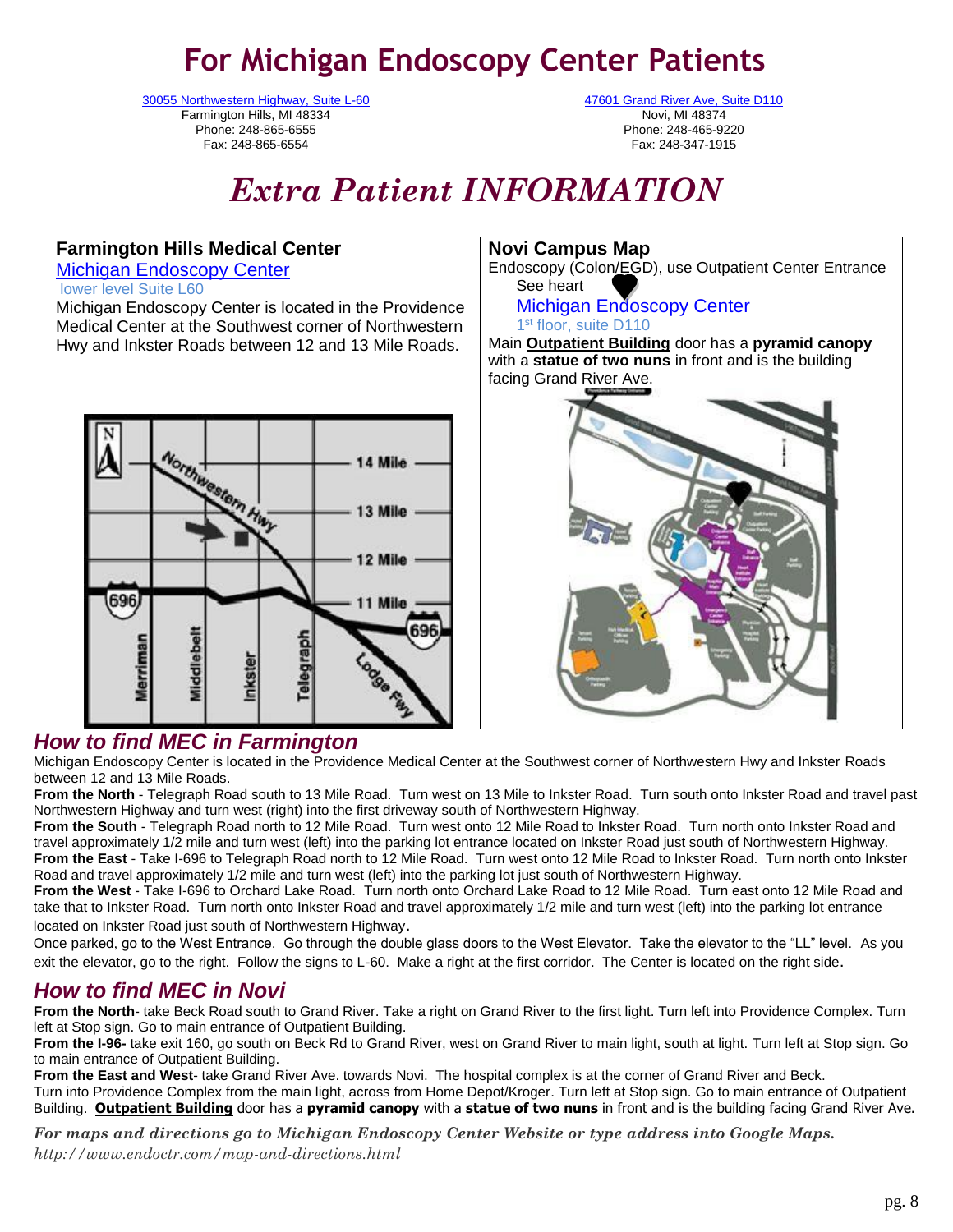# For Michigan Endoscopy Center Patients

30055 Northwestern Highway, Suite L-60
Farmington Hills, MI 48334
Phone: 248-865-6555
Fax: 248-865-6554

47601 Grand River Ave, Suite D110
Novi, MI 48374
Phone: 248-465-9220
Fax: 248-347-1915

# *Extra Patient INFORMATION*

| **Farmington Hills Medical Center** | **Novi Campus Map** |
| --- | --- |
| Michigan Endoscopy Center<br>lower level Suite L60<br>Michigan Endoscopy Center is located in the Providence Medical Center at the Southwest corner of Northwestern Hwy and Inkster Roads between 12 and 13 Mile Roads. | Endoscopy (Colon/EGD), use Outpatient Center Entrance<br>See heart<br>Michigan Endoscopy Center<br>1st floor, suite D110<br>Main **Outpatient Building** door has a **pyramid canopy** with a **statue of two nuns** in front and is the building facing Grand River Ave. |

## *How to find MEC in Farmington*

Michigan Endoscopy Center is located in the Providence Medical Center at the Southwest corner of Northwestern Hwy and Inkster Roads between 12 and 13 Mile Roads.

**From the North** - Telegraph Road south to 13 Mile Road. Turn west on 13 Mile to Inkster Road. Turn south onto Inkster Road and travel past Northwestern Highway and turn west (right) into the first driveway south of Northwestern Highway.

**From the South** - Telegraph Road north to 12 Mile Road. Turn west onto 12 Mile Road to Inkster Road. Turn north onto Inkster Road and travel approximately 1/2 mile and turn west (left) into the parking lot entrance located on Inkster Road just south of Northwestern Highway.

**From the East** - Take I-696 to Telegraph Road north to 12 Mile Road. Turn west onto 12 Mile Road to Inkster Road. Turn north onto Inkster Road and travel approximately 1/2 mile and turn west (left) into the parking lot just south of Northwestern Highway.

**From the West** - Take I-696 to Orchard Lake Road. Turn north onto Orchard Lake Road to 12 Mile Road. Turn east onto 12 Mile Road and take that to Inkster Road. Turn north onto Inkster Road and travel approximately 1/2 mile and turn west (left) into the parking lot entrance located on Inkster Road just south of Northwestern Highway.

Once parked, go to the West Entrance. Go through the double glass doors to the West Elevator. Take the elevator to the "LL" level. As you exit the elevator, go to the right. Follow the signs to L-60. Make a right at the first corridor. The Center is located on the right side.

## *How to find MEC in Novi*

**From the North**- take Beck Road south to Grand River. Take a right on Grand River to the first light. Turn left into Providence Complex. Turn left at Stop sign. Go to main entrance of Outpatient Building.

**From the I-96-** take exit 160, go south on Beck Rd to Grand River, west on Grand River to main light, south at light. Turn left at Stop sign. Go to main entrance of Outpatient Building.

**From the East and West**- take Grand River Ave. towards Novi. The hospital complex is at the corner of Grand River and Beck.
Turn into Providence Complex from the main light, across from Home Depot/Kroger. Turn left at Stop sign. Go to main entrance of Outpatient Building. **Outpatient Building** door has a **pyramid canopy** with a **statue of two nuns** in front and is the building facing Grand River Ave.

***For maps and directions go to Michigan Endoscopy Center Website or type address into Google Maps.***
*http://www.endoctr.com/map-and-directions.html*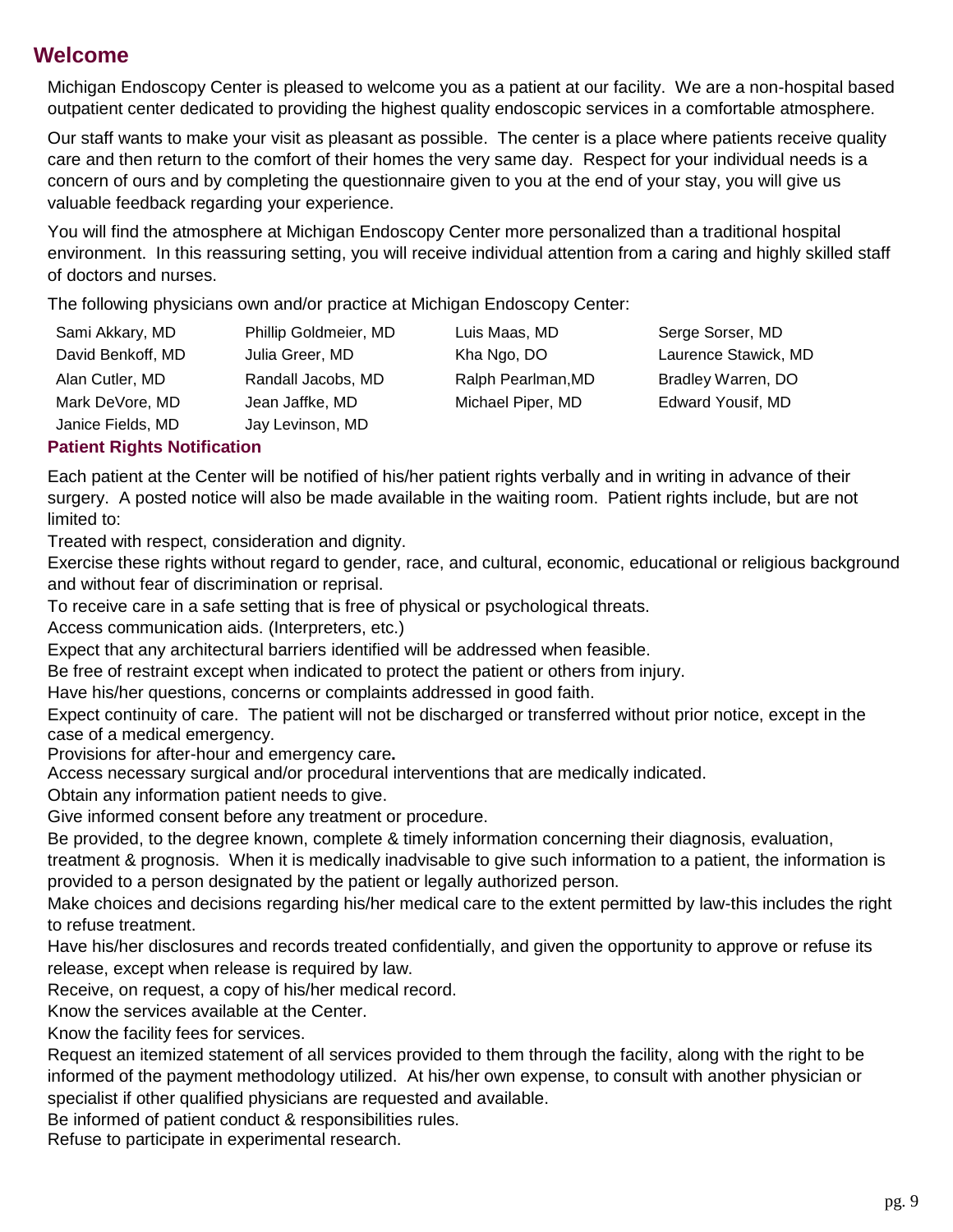## Welcome

Michigan Endoscopy Center is pleased to welcome you as a patient at our facility. We are a non-hospital based outpatient center dedicated to providing the highest quality endoscopic services in a comfortable atmosphere.

Our staff wants to make your visit as pleasant as possible. The center is a place where patients receive quality care and then return to the comfort of their homes the very same day. Respect for your individual needs is a concern of ours and by completing the questionnaire given to you at the end of your stay, you will give us valuable feedback regarding your experience.

You will find the atmosphere at Michigan Endoscopy Center more personalized than a traditional hospital environment. In this reassuring setting, you will receive individual attention from a caring and highly skilled staff of doctors and nurses.

The following physicians own and/or practice at Michigan Endoscopy Center:

| | | | |
|---|---|---|---|
| Sami Akkary, MD | Phillip Goldmeier, MD | Luis Maas, MD | Serge Sorser, MD |
| David Benkoff, MD | Julia Greer, MD | Kha Ngo, DO | Laurence Stawick, MD |
| Alan Cutler, MD | Randall Jacobs, MD | Ralph Pearlman,MD | Bradley Warren, DO |
| Mark DeVore, MD | Jean Jaffke, MD | Michael Piper, MD | Edward Yousif, MD |
| Janice Fields, MD | Jay Levinson, MD | | |

### Patient Rights Notification

Each patient at the Center will be notified of his/her patient rights verbally and in writing in advance of their surgery. A posted notice will also be made available in the waiting room. Patient rights include, but are not limited to:

Treated with respect, consideration and dignity.

Exercise these rights without regard to gender, race, and cultural, economic, educational or religious background and without fear of discrimination or reprisal.

To receive care in a safe setting that is free of physical or psychological threats.

Access communication aids. (Interpreters, etc.)

Expect that any architectural barriers identified will be addressed when feasible.

Be free of restraint except when indicated to protect the patient or others from injury.

Have his/her questions, concerns or complaints addressed in good faith.

Expect continuity of care. The patient will not be discharged or transferred without prior notice, except in the case of a medical emergency.

Provisions for after-hour and emergency care**.**

Access necessary surgical and/or procedural interventions that are medically indicated.

Obtain any information patient needs to give.

Give informed consent before any treatment or procedure.

Be provided, to the degree known, complete & timely information concerning their diagnosis, evaluation, treatment & prognosis. When it is medically inadvisable to give such information to a patient, the information is provided to a person designated by the patient or legally authorized person.

Make choices and decisions regarding his/her medical care to the extent permitted by law-this includes the right to refuse treatment.

Have his/her disclosures and records treated confidentially, and given the opportunity to approve or refuse its release, except when release is required by law.

Receive, on request, a copy of his/her medical record.

Know the services available at the Center.

Know the facility fees for services.

Request an itemized statement of all services provided to them through the facility, along with the right to be informed of the payment methodology utilized. At his/her own expense, to consult with another physician or specialist if other qualified physicians are requested and available.

Be informed of patient conduct & responsibilities rules.

Refuse to participate in experimental research.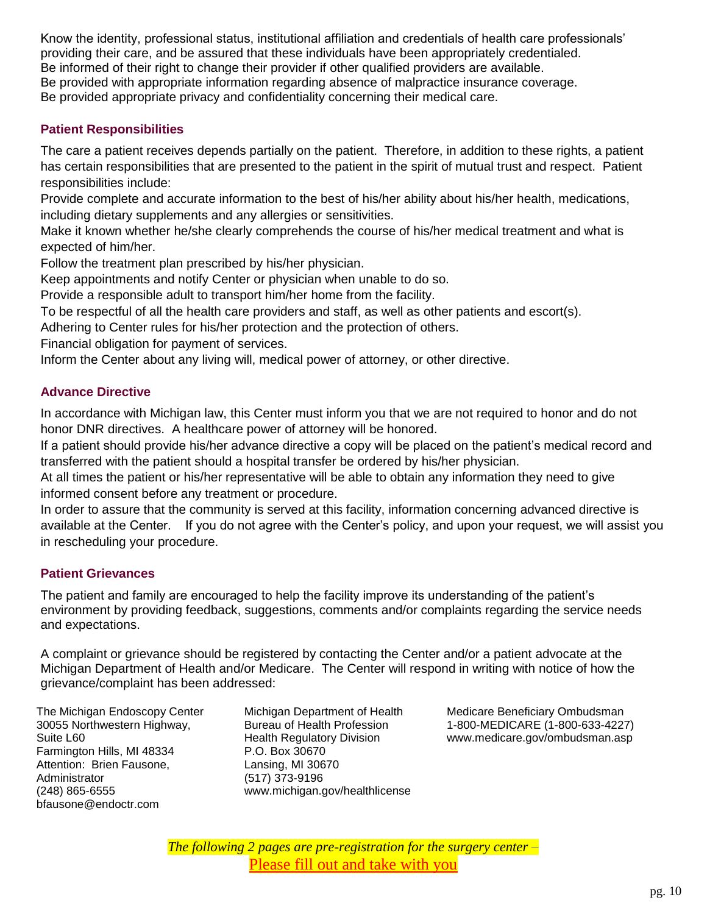Know the identity, professional status, institutional affiliation and credentials of health care professionals' providing their care, and be assured that these individuals have been appropriately credentialed.
Be informed of their right to change their provider if other qualified providers are available.
Be provided with appropriate information regarding absence of malpractice insurance coverage.
Be provided appropriate privacy and confidentiality concerning their medical care.

### Patient Responsibilities

The care a patient receives depends partially on the patient. Therefore, in addition to these rights, a patient has certain responsibilities that are presented to the patient in the spirit of mutual trust and respect. Patient responsibilities include:

Provide complete and accurate information to the best of his/her ability about his/her health, medications, including dietary supplements and any allergies or sensitivities.
Make it known whether he/she clearly comprehends the course of his/her medical treatment and what is expected of him/her.
Follow the treatment plan prescribed by his/her physician.
Keep appointments and notify Center or physician when unable to do so.
Provide a responsible adult to transport him/her home from the facility.
To be respectful of all the health care providers and staff, as well as other patients and escort(s).
Adhering to Center rules for his/her protection and the protection of others.
Financial obligation for payment of services.
Inform the Center about any living will, medical power of attorney, or other directive.

### Advance Directive

In accordance with Michigan law, this Center must inform you that we are not required to honor and do not honor DNR directives. A healthcare power of attorney will be honored.
If a patient should provide his/her advance directive a copy will be placed on the patient's medical record and transferred with the patient should a hospital transfer be ordered by his/her physician.
At all times the patient or his/her representative will be able to obtain any information they need to give informed consent before any treatment or procedure.
In order to assure that the community is served at this facility, information concerning advanced directive is available at the Center. If you do not agree with the Center's policy, and upon your request, we will assist you in rescheduling your procedure.

### Patient Grievances

The patient and family are encouraged to help the facility improve its understanding of the patient's environment by providing feedback, suggestions, comments and/or complaints regarding the service needs and expectations.

A complaint or grievance should be registered by contacting the Center and/or a patient advocate at the Michigan Department of Health and/or Medicare. The Center will respond in writing with notice of how the grievance/complaint has been addressed:

The Michigan Endoscopy Center
30055 Northwestern Highway, Suite L60
Farmington Hills, MI 48334
Attention: Brien Fausone, Administrator
(248) 865-6555
bfausone@endoctr.com

Michigan Department of Health
Bureau of Health Profession
Health Regulatory Division
P.O. Box 30670
Lansing, MI 30670
(517) 373-9196
www.michigan.gov/healthlicense

Medicare Beneficiary Ombudsman
1-800-MEDICARE (1-800-633-4227)
www.medicare.gov/ombudsman.asp

*The following 2 pages are pre-registration for the surgery center –*
Please fill out and take with you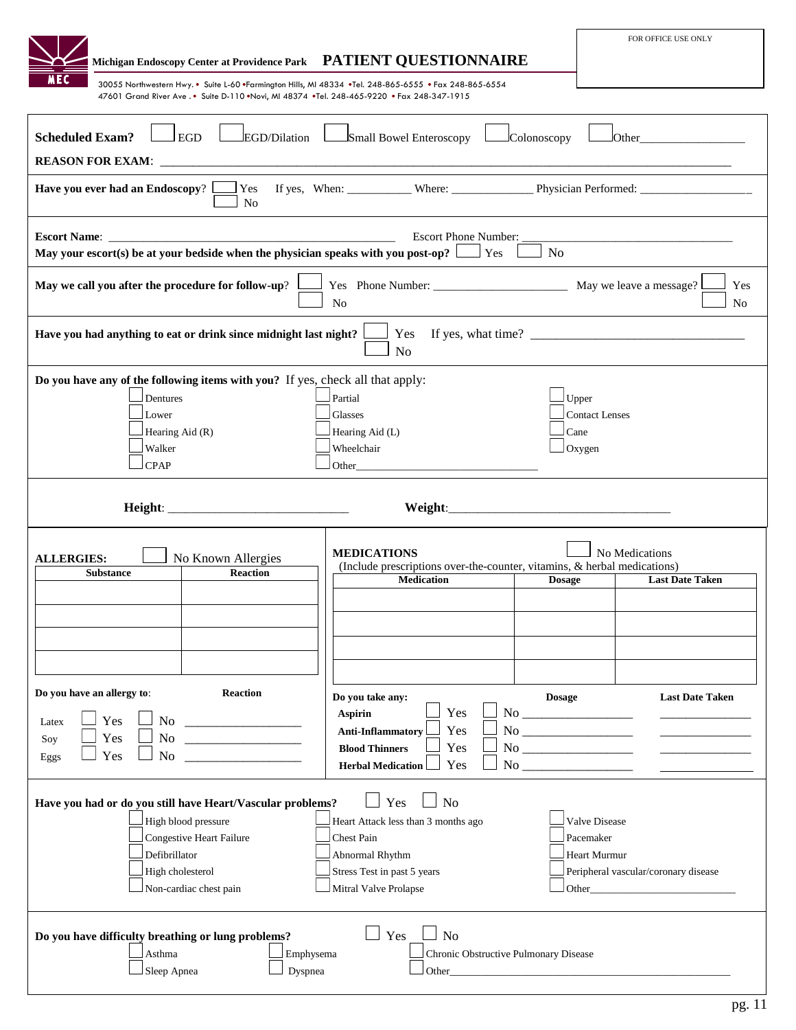**Michigan Endoscopy Center at Providence Park** **PATIENT QUESTIONNAIRE**

30055 Northwestern Hwy. • Suite L-60 • Farmington Hills, MI 48334 • Tel. 248-865-6555 • Fax 248-865-6554
47601 Grand River Ave . • Suite D-110 • Novi, MI 48374 • Tel. 248-465-9220 • Fax 248-347-1915

FOR OFFICE USE ONLY

**Scheduled Exam?** ☐ EGD ☐ EGD/Dilation ☐ Small Bowel Enteroscopy ☐ Colonoscopy ☐ Other_________________

**REASON FOR EXAM**: ________________________________________________________________________

**Have you ever had an Endoscopy**? ☐ Yes ☐ No If yes, When: __________ Where: _____________ Physician Performed: __________________

**Escort Name**: ______________________________________________ Escort Phone Number: ___________________________________

**May your escort(s) be at your bedside when the physician speaks with you post-op?** ☐ Yes ☐ No

**May we call you after the procedure for follow-up**? ☐ Yes ☐ No Phone Number: ______________________ May we leave a message? ☐ Yes ☐ No

**Have you had anything to eat or drink since midnight last night?** ☐ Yes ☐ No If yes, what time? ________________________________

**Do you have any of the following items with you?** If yes, check all that apply:

☐ Dentures ☐ Partial ☐ Upper
☐ Lower ☐ Glasses ☐ Contact Lenses
☐ Hearing Aid (R) ☐ Hearing Aid (L) ☐ Cane
☐ Walker ☐ Wheelchair ☐ Oxygen
☐ CPAP ☐ Other________________________________

**Height**: ____________________________ **Weight**:___________________________________

**ALLERGIES:** ☐ No Known Allergies

| Substance | Reaction |
|---|---|
| | |
| | |
| | |
| | |

**Do you have an allergy to**: **Reaction**

Latex ☐ Yes ☐ No __________________
Soy ☐ Yes ☐ No __________________
Eggs ☐ Yes ☐ No __________________

**MEDICATIONS** ☐ No Medications
(Include prescriptions over-the-counter, vitamins, & herbal medications)

| Medication | Dosage | Last Date Taken |
|---|---|---|
| | | |
| | | |
| | | |
| | | |

| Do you take any: | | | Dosage | Last Date Taken |
|---|---|---|---|---|
| Aspirin | ☐ Yes | ☐ No | _________________ | _______________ |
| Anti-Inflammatory | ☐ Yes | ☐ No | _________________ | _______________ |
| Blood Thinners | ☐ Yes | ☐ No | _________________ | _______________ |
| Herbal Medication | ☐ Yes | ☐ No | _________________ | _______________ |

**Have you had or do you still have Heart/Vascular problems?** ☐ Yes ☐ No

☐ High blood pressure ☐ Heart Attack less than 3 months ago ☐ Valve Disease
☐ Congestive Heart Failure ☐ Chest Pain ☐ Pacemaker
☐ Defibrillator ☐ Abnormal Rhythm ☐ Heart Murmur
☐ High cholesterol ☐ Stress Test in past 5 years ☐ Peripheral vascular/coronary disease
☐ Non-cardiac chest pain ☐ Mitral Valve Prolapse ☐ Other___________________________

**Do you have difficulty breathing or lung problems?** ☐ Yes ☐ No

☐ Asthma ☐ Emphysema ☐ Chronic Obstructive Pulmonary Disease
☐ Sleep Apnea ☐ Dyspnea ☐ Other_____________________________________________________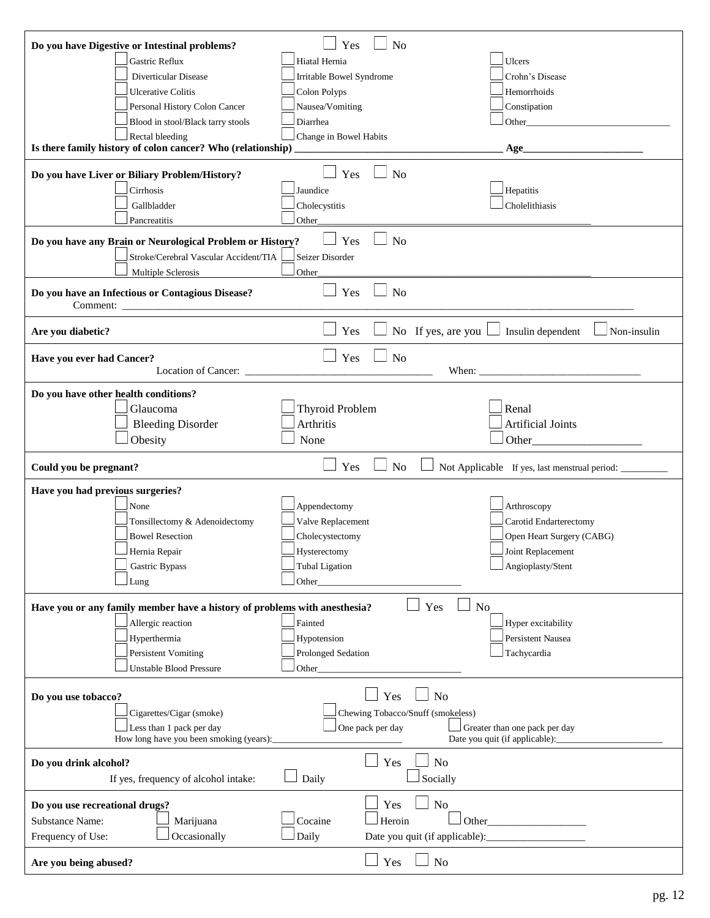**Do you have Digestive or Intestinal problems?** ☐ Yes ☐ No

| | | |
|---|---|---|
| ☐ Gastric Reflux | ☐ Hiatal Hernia | ☐ Ulcers |
| ☐ Diverticular Disease | ☐ Irritable Bowel Syndrome | ☐ Crohn's Disease |
| ☐ Ulcerative Colitis | ☐ Colon Polyps | ☐ Hemorrhoids |
| ☐ Personal History Colon Cancer | ☐ Nausea/Vomiting | ☐ Constipation |
| ☐ Blood in stool/Black tarry stools | ☐ Diarrhea | ☐ Other______________________________ |
| ☐ Rectal bleeding | ☐ Change in Bowel Habits | |

**Is there family history of colon cancer? Who (relationship) _______________________________________ Age______________________**

**Do you have Liver or Biliary Problem/History?** ☐ Yes ☐ No

| | | |
|---|---|---|
| ☐ Cirrhosis | ☐ Jaundice | ☐ Hepatitis |
| ☐ Gallbladder | ☐ Cholecystitis | ☐ Cholelithiasis |
| ☐ Pancreatitis | ☐ Other_______________________________________________________ | |

**Do you have any Brain or Neurological Problem or History?** ☐ Yes ☐ No

| | |
|---|---|
| ☐ Stroke/Cerebral Vascular Accident/TIA | ☐ Seizer Disorder |
| ☐ Multiple Sclerosis | ☐ Other_______________________________________________________ |

**Do you have an Infectious or Contagious Disease?** ☐ Yes ☐ No

Comment: ____________________________________________________________________________________________

**Are you diabetic?** ☐ Yes ☐ No If yes, are you ☐ Insulin dependent ☐ Non-insulin

**Have you ever had Cancer?** ☐ Yes ☐ No

Location of Cancer: ___________________________________ When: ______________________________

**Do you have other health conditions?**

| | | |
|---|---|---|
| ☐ Glaucoma | ☐ Thyroid Problem | ☐ Renal |
| ☐ Bleeding Disorder | ☐ Arthritis | ☐ Artificial Joints |
| ☐ Obesity | ☐ None | ☐ Other___________________ |

**Could you be pregnant?** ☐ Yes ☐ No ☐ Not Applicable If yes, last menstrual period: _________

**Have you had previous surgeries?**

| | | |
|---|---|---|
| ☐ None | ☐ Appendectomy | ☐ Arthroscopy |
| ☐ Tonsillectomy & Adenoidectomy | ☐ Valve Replacement | ☐ Carotid Endarterectomy |
| ☐ Bowel Resection | ☐ Cholecystectomy | ☐ Open Heart Surgery (CABG) |
| ☐ Hernia Repair | ☐ Hysterectomy | ☐ Joint Replacement |
| ☐ Gastric Bypass | ☐ Tubal Ligation | ☐ Angioplasty/Stent |
| ☐ Lung | ☐ Other_____________________________ | |

**Have you or any family member have a history of problems with anesthesia?** ☐ Yes ☐ No

| | | |
|---|---|---|
| ☐ Allergic reaction | ☐ Fainted | ☐ Hyper excitability |
| ☐ Hyperthermia | ☐ Hypotension | ☐ Persistent Nausea |
| ☐ Persistent Vomiting | ☐ Prolonged Sedation | ☐ Tachycardia |
| ☐ Unstable Blood Pressure | ☐ Other_____________________________ | |

**Do you use tobacco?** ☐ Yes ☐ No

| | | |
|---|---|---|
| ☐ Cigarettes/Cigar (smoke) | ☐ Chewing Tobacco/Snuff (smokeless) | |
| ☐ Less than 1 pack per day | ☐ One pack per day | ☐ Greater than one pack per day |

How long have you been smoking (years):___________________________ Date you quit (if applicable):______________________

**Do you drink alcohol?** ☐ Yes ☐ No

If yes, frequency of alcohol intake: ☐ Daily ☐ Socially

**Do you use recreational drugs?** ☐ Yes ☐ No

Substance Name: ☐ Marijuana ☐ Cocaine ☐ Heroin ☐ Other__________________

Frequency of Use: ☐ Occasionally ☐ Daily Date you quit (if applicable):___________________

**Are you being abused?** ☐ Yes ☐ No